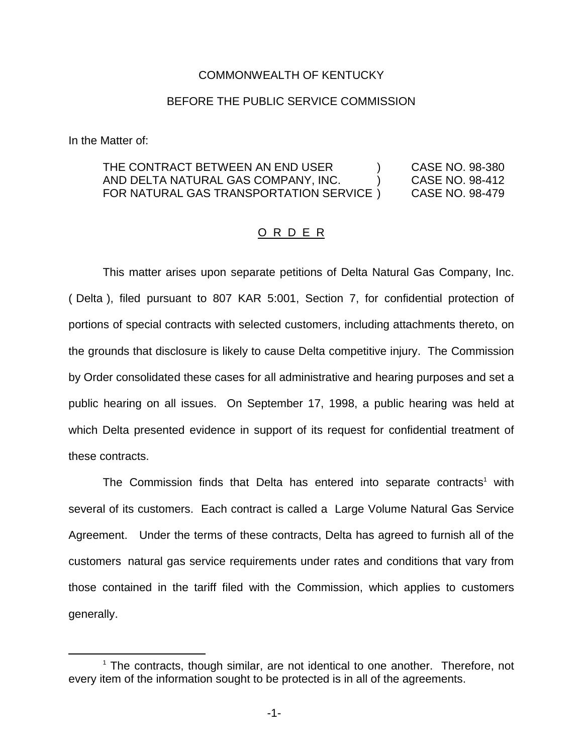COMMONWEALTH OF KENTUCKY

BEFORE THE PUBLIC SERVICE COMMISSION

In the Matter of:

| | | |
|---|---|---|
| THE CONTRACT BETWEEN AN END USER | ) | CASE NO. 98-380 |
| AND DELTA NATURAL GAS COMPANY, INC. | ) | CASE NO. 98-412 |
| FOR NATURAL GAS TRANSPORTATION SERVICE | ) | CASE NO. 98-479 |

O R D E R

This matter arises upon separate petitions of Delta Natural Gas Company, Inc. ( Delta ), filed pursuant to 807 KAR 5:001, Section 7, for confidential protection of portions of special contracts with selected customers, including attachments thereto, on the grounds that disclosure is likely to cause Delta competitive injury. The Commission by Order consolidated these cases for all administrative and hearing purposes and set a public hearing on all issues. On September 17, 1998, a public hearing was held at which Delta presented evidence in support of its request for confidential treatment of these contracts.

The Commission finds that Delta has entered into separate contracts[1] with several of its customers. Each contract is called a Large Volume Natural Gas Service Agreement. Under the terms of these contracts, Delta has agreed to furnish all of the customers natural gas service requirements under rates and conditions that vary from those contained in the tariff filed with the Commission, which applies to customers generally.

[1] The contracts, though similar, are not identical to one another. Therefore, not every item of the information sought to be protected is in all of the agreements.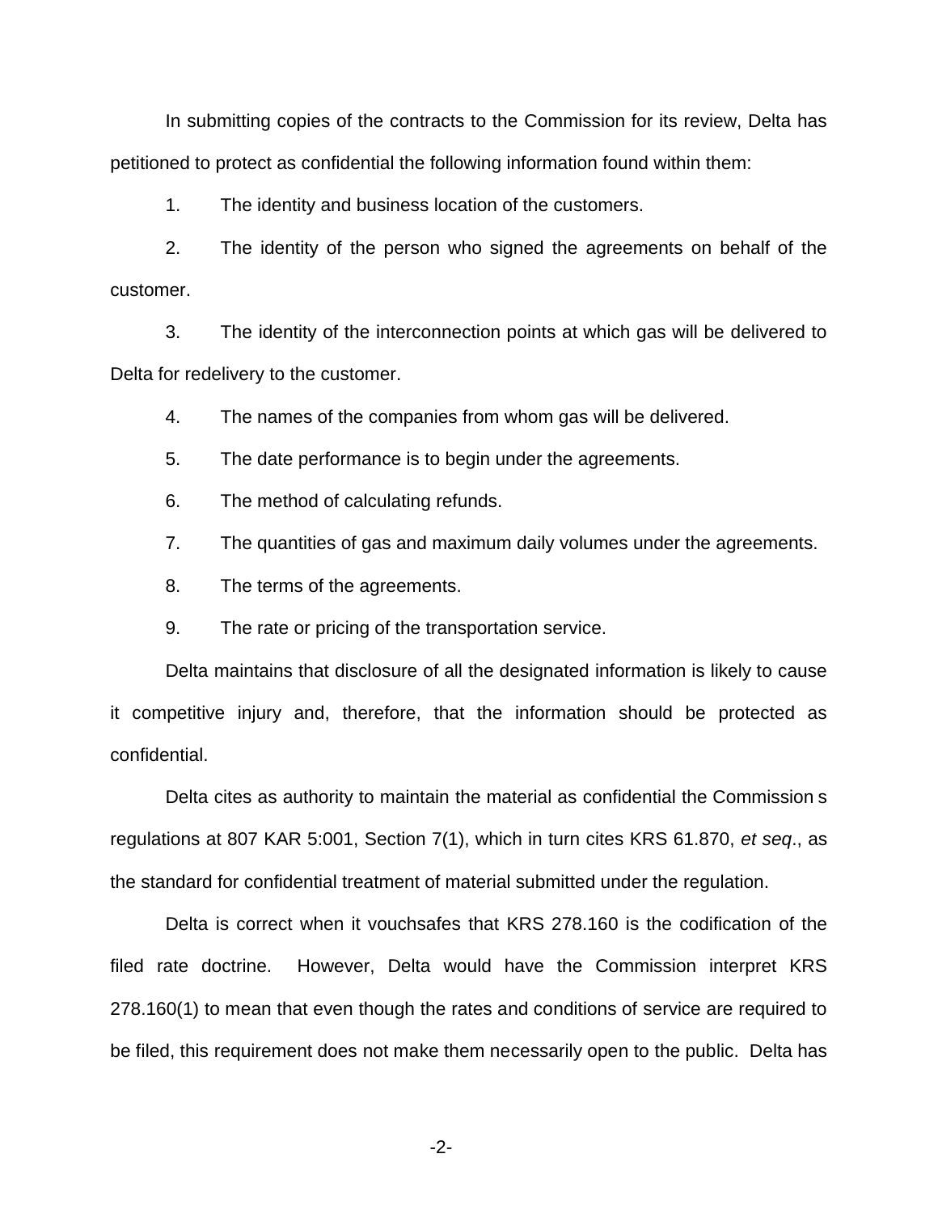In submitting copies of the contracts to the Commission for its review, Delta has petitioned to protect as confidential the following information found within them:

1. The identity and business location of the customers.

2. The identity of the person who signed the agreements on behalf of the customer.

3. The identity of the interconnection points at which gas will be delivered to Delta for redelivery to the customer.

4. The names of the companies from whom gas will be delivered.

5. The date performance is to begin under the agreements.

6. The method of calculating refunds.

7. The quantities of gas and maximum daily volumes under the agreements.

8. The terms of the agreements.

9. The rate or pricing of the transportation service.

Delta maintains that disclosure of all the designated information is likely to cause it competitive injury and, therefore, that the information should be protected as confidential.

Delta cites as authority to maintain the material as confidential the Commission s regulations at 807 KAR 5:001, Section 7(1), which in turn cites KRS 61.870, *et seq*., as the standard for confidential treatment of material submitted under the regulation.

Delta is correct when it vouchsafes that KRS 278.160 is the codification of the filed rate doctrine. However, Delta would have the Commission interpret KRS 278.160(1) to mean that even though the rates and conditions of service are required to be filed, this requirement does not make them necessarily open to the public. Delta has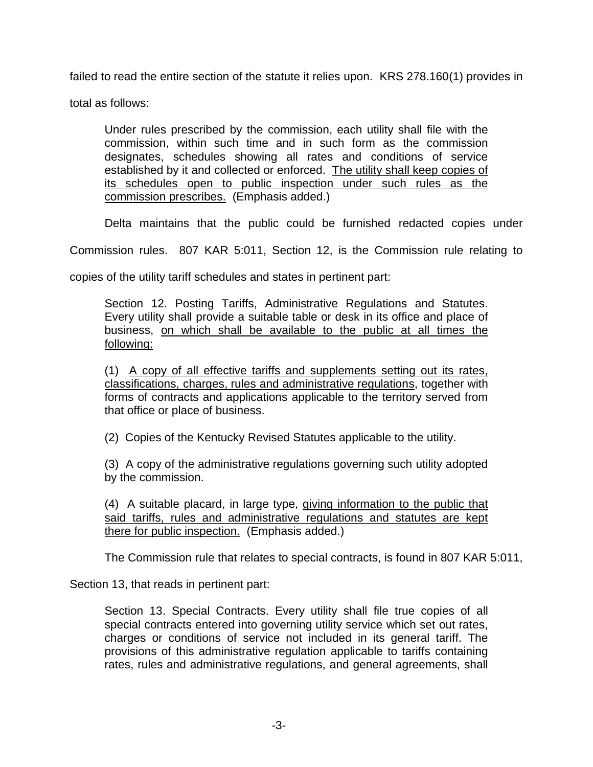failed to read the entire section of the statute it relies upon. KRS 278.160(1) provides in total as follows:

> Under rules prescribed by the commission, each utility shall file with the commission, within such time and in such form as the commission designates, schedules showing all rates and conditions of service established by it and collected or enforced. <u>The utility shall keep copies of its schedules open to public inspection under such rules as the commission prescribes.</u> (Emphasis added.)

Delta maintains that the public could be furnished redacted copies under Commission rules. 807 KAR 5:011, Section 12, is the Commission rule relating to copies of the utility tariff schedules and states in pertinent part:

> Section 12. Posting Tariffs, Administrative Regulations and Statutes. Every utility shall provide a suitable table or desk in its office and place of business, <u>on which shall be available to the public at all times the following:</u>
>
> (1) <u>A copy of all effective tariffs and supplements setting out its rates, classifications, charges, rules and administrative regulations</u>, together with forms of contracts and applications applicable to the territory served from that office or place of business.
>
> (2) Copies of the Kentucky Revised Statutes applicable to the utility.
>
> (3) A copy of the administrative regulations governing such utility adopted by the commission.
>
> (4) A suitable placard, in large type, <u>giving information to the public that said tariffs, rules and administrative regulations and statutes are kept there for public inspection.</u> (Emphasis added.)

The Commission rule that relates to special contracts, is found in 807 KAR 5:011, Section 13, that reads in pertinent part:

> Section 13. Special Contracts. Every utility shall file true copies of all special contracts entered into governing utility service which set out rates, charges or conditions of service not included in its general tariff. The provisions of this administrative regulation applicable to tariffs containing rates, rules and administrative regulations, and general agreements, shall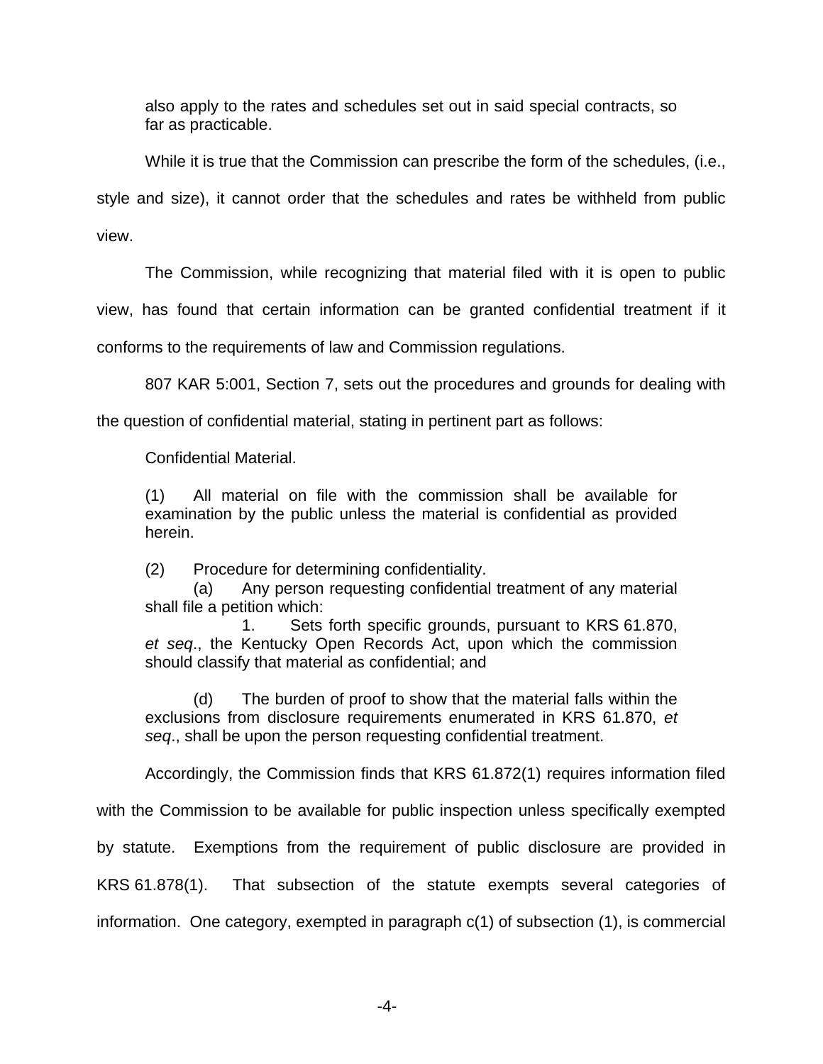also apply to the rates and schedules set out in said special contracts, so far as practicable.

While it is true that the Commission can prescribe the form of the schedules, (i.e., style and size), it cannot order that the schedules and rates be withheld from public view.

The Commission, while recognizing that material filed with it is open to public view, has found that certain information can be granted confidential treatment if it conforms to the requirements of law and Commission regulations.

807 KAR 5:001, Section 7, sets out the procedures and grounds for dealing with the question of confidential material, stating in pertinent part as follows:

> Confidential Material.
>
> (1) All material on file with the commission shall be available for examination by the public unless the material is confidential as provided herein.
>
> (2) Procedure for determining confidentiality.
>
> (a) Any person requesting confidential treatment of any material shall file a petition which:
>
> 1. Sets forth specific grounds, pursuant to KRS 61.870, *et seq*., the Kentucky Open Records Act, upon which the commission should classify that material as confidential; and
>
> (d) The burden of proof to show that the material falls within the exclusions from disclosure requirements enumerated in KRS 61.870, *et seq*., shall be upon the person requesting confidential treatment.

Accordingly, the Commission finds that KRS 61.872(1) requires information filed with the Commission to be available for public inspection unless specifically exempted by statute. Exemptions from the requirement of public disclosure are provided in KRS 61.878(1). That subsection of the statute exempts several categories of information. One category, exempted in paragraph c(1) of subsection (1), is commercial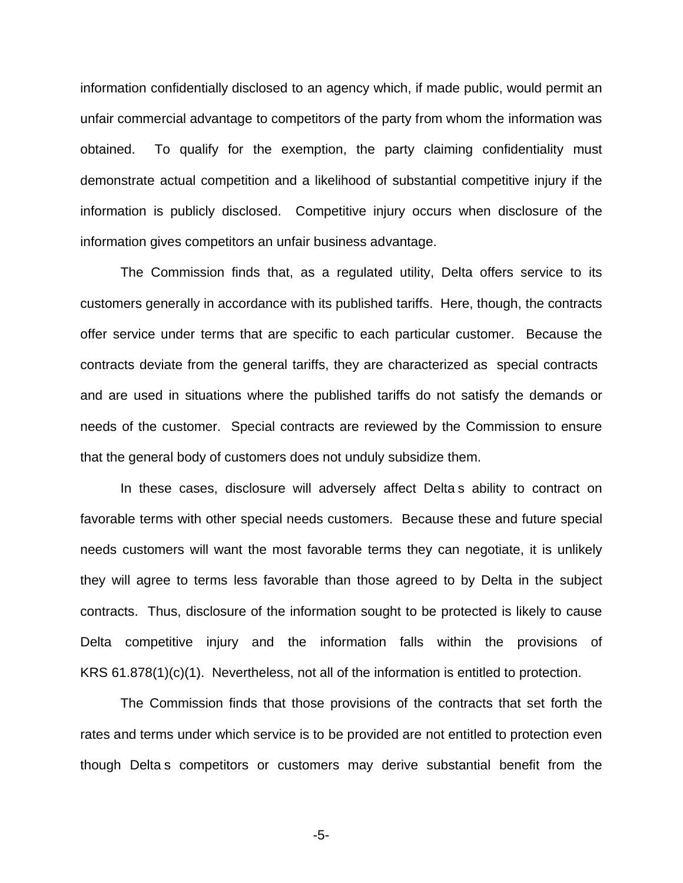information confidentially disclosed to an agency which, if made public, would permit an unfair commercial advantage to competitors of the party from whom the information was obtained. To qualify for the exemption, the party claiming confidentiality must demonstrate actual competition and a likelihood of substantial competitive injury if the information is publicly disclosed. Competitive injury occurs when disclosure of the information gives competitors an unfair business advantage.

The Commission finds that, as a regulated utility, Delta offers service to its customers generally in accordance with its published tariffs. Here, though, the contracts offer service under terms that are specific to each particular customer. Because the contracts deviate from the general tariffs, they are characterized as special contracts and are used in situations where the published tariffs do not satisfy the demands or needs of the customer. Special contracts are reviewed by the Commission to ensure that the general body of customers does not unduly subsidize them.

In these cases, disclosure will adversely affect Delta s ability to contract on favorable terms with other special needs customers. Because these and future special needs customers will want the most favorable terms they can negotiate, it is unlikely they will agree to terms less favorable than those agreed to by Delta in the subject contracts. Thus, disclosure of the information sought to be protected is likely to cause Delta competitive injury and the information falls within the provisions of KRS 61.878(1)(c)(1). Nevertheless, not all of the information is entitled to protection.

The Commission finds that those provisions of the contracts that set forth the rates and terms under which service is to be provided are not entitled to protection even though Delta s competitors or customers may derive substantial benefit from the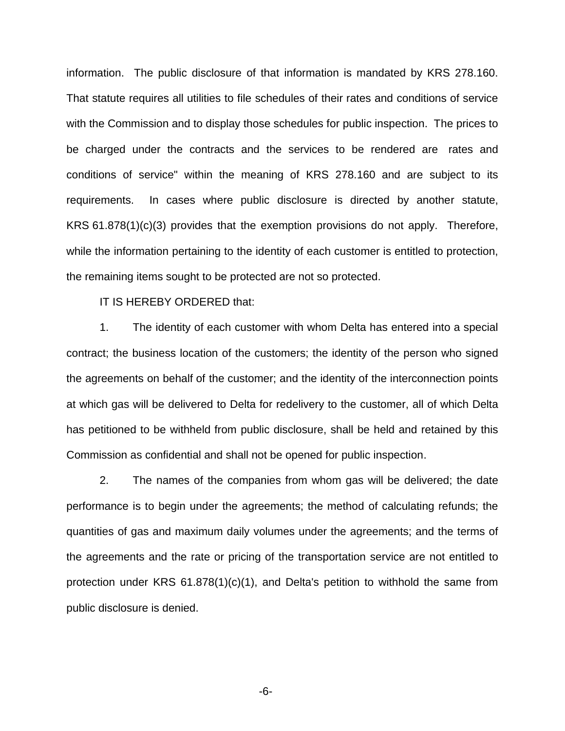information. The public disclosure of that information is mandated by KRS 278.160. That statute requires all utilities to file schedules of their rates and conditions of service with the Commission and to display those schedules for public inspection. The prices to be charged under the contracts and the services to be rendered are rates and conditions of service" within the meaning of KRS 278.160 and are subject to its requirements. In cases where public disclosure is directed by another statute, KRS 61.878(1)(c)(3) provides that the exemption provisions do not apply. Therefore, while the information pertaining to the identity of each customer is entitled to protection, the remaining items sought to be protected are not so protected.

IT IS HEREBY ORDERED that:

1. The identity of each customer with whom Delta has entered into a special contract; the business location of the customers; the identity of the person who signed the agreements on behalf of the customer; and the identity of the interconnection points at which gas will be delivered to Delta for redelivery to the customer, all of which Delta has petitioned to be withheld from public disclosure, shall be held and retained by this Commission as confidential and shall not be opened for public inspection.

2. The names of the companies from whom gas will be delivered; the date performance is to begin under the agreements; the method of calculating refunds; the quantities of gas and maximum daily volumes under the agreements; and the terms of the agreements and the rate or pricing of the transportation service are not entitled to protection under KRS 61.878(1)(c)(1), and Delta's petition to withhold the same from public disclosure is denied.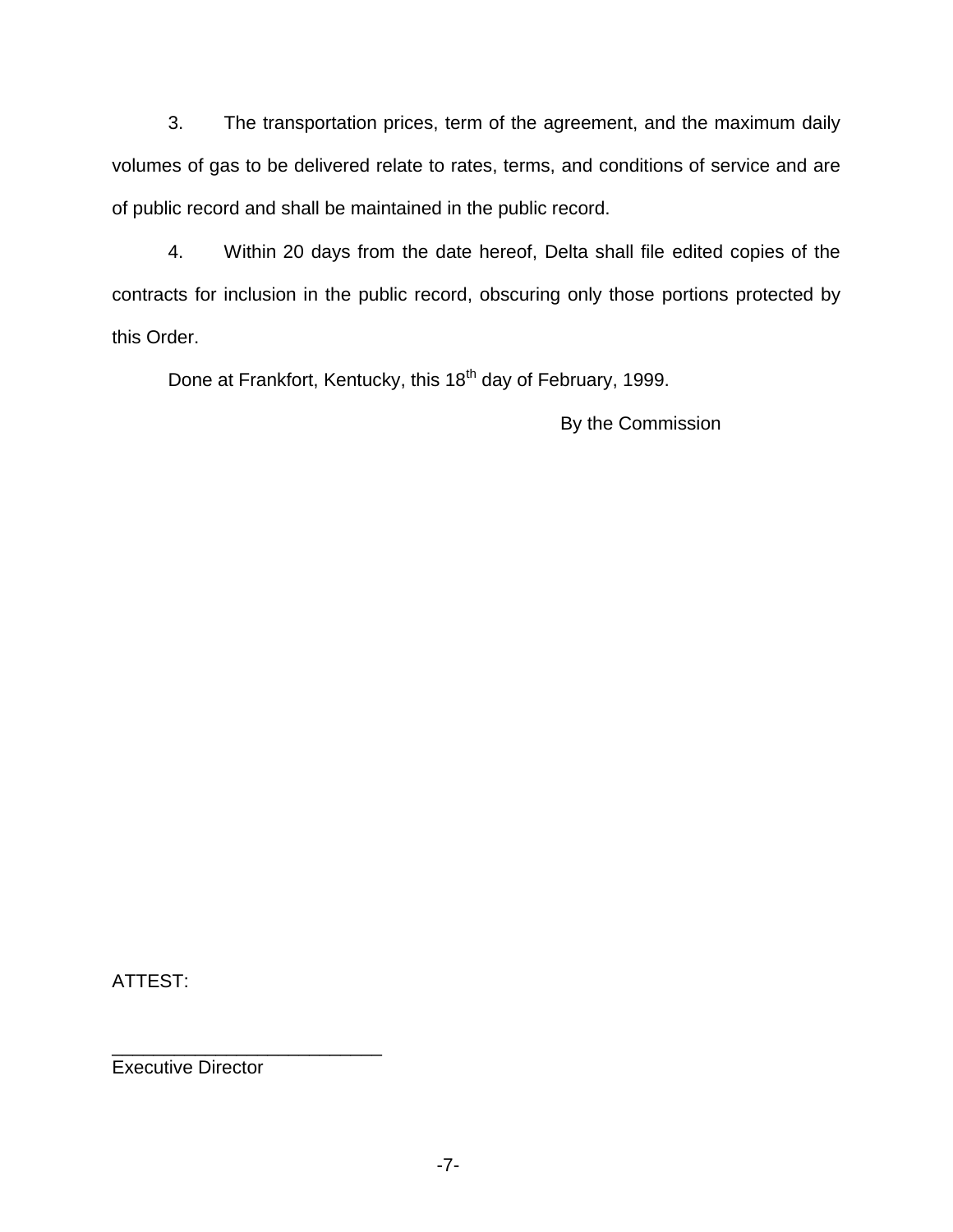3. The transportation prices, term of the agreement, and the maximum daily volumes of gas to be delivered relate to rates, terms, and conditions of service and are of public record and shall be maintained in the public record.

4. Within 20 days from the date hereof, Delta shall file edited copies of the contracts for inclusion in the public record, obscuring only those portions protected by this Order.

Done at Frankfort, Kentucky, this 18th day of February, 1999.

By the Commission

ATTEST:

\_\_\_\_\_\_\_\_\_\_\_\_\_\_\_\_\_\_\_\_\_\_\_\_\_\_

Executive Director